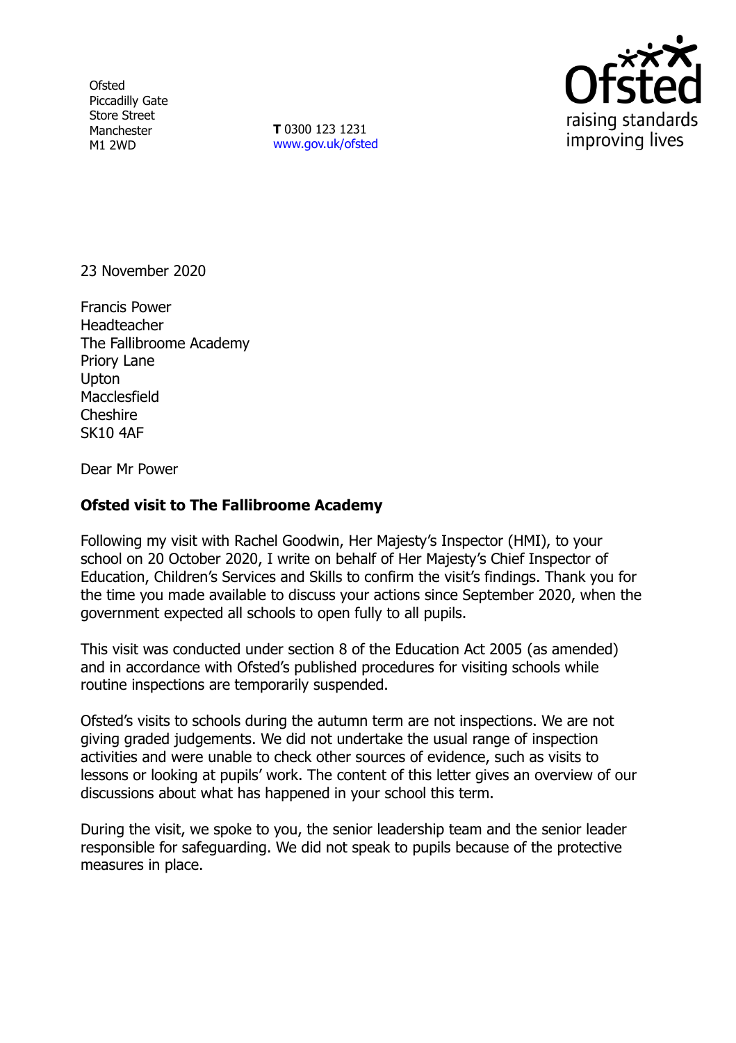Ofsted
Piccadilly Gate
Store Street
Manchester
M1 2WD

**T** 0300 123 1231
www.gov.uk/ofsted

23 November 2020

Francis Power
Headteacher
The Fallibroome Academy
Priory Lane
Upton
Macclesfield
Cheshire
SK10 4AF

Dear Mr Power

**Ofsted visit to The Fallibroome Academy**

Following my visit with Rachel Goodwin, Her Majesty's Inspector (HMI), to your school on 20 October 2020, I write on behalf of Her Majesty's Chief Inspector of Education, Children's Services and Skills to confirm the visit's findings. Thank you for the time you made available to discuss your actions since September 2020, when the government expected all schools to open fully to all pupils.

This visit was conducted under section 8 of the Education Act 2005 (as amended) and in accordance with Ofsted's published procedures for visiting schools while routine inspections are temporarily suspended.

Ofsted's visits to schools during the autumn term are not inspections. We are not giving graded judgements. We did not undertake the usual range of inspection activities and were unable to check other sources of evidence, such as visits to lessons or looking at pupils' work. The content of this letter gives an overview of our discussions about what has happened in your school this term.

During the visit, we spoke to you, the senior leadership team and the senior leader responsible for safeguarding. We did not speak to pupils because of the protective measures in place.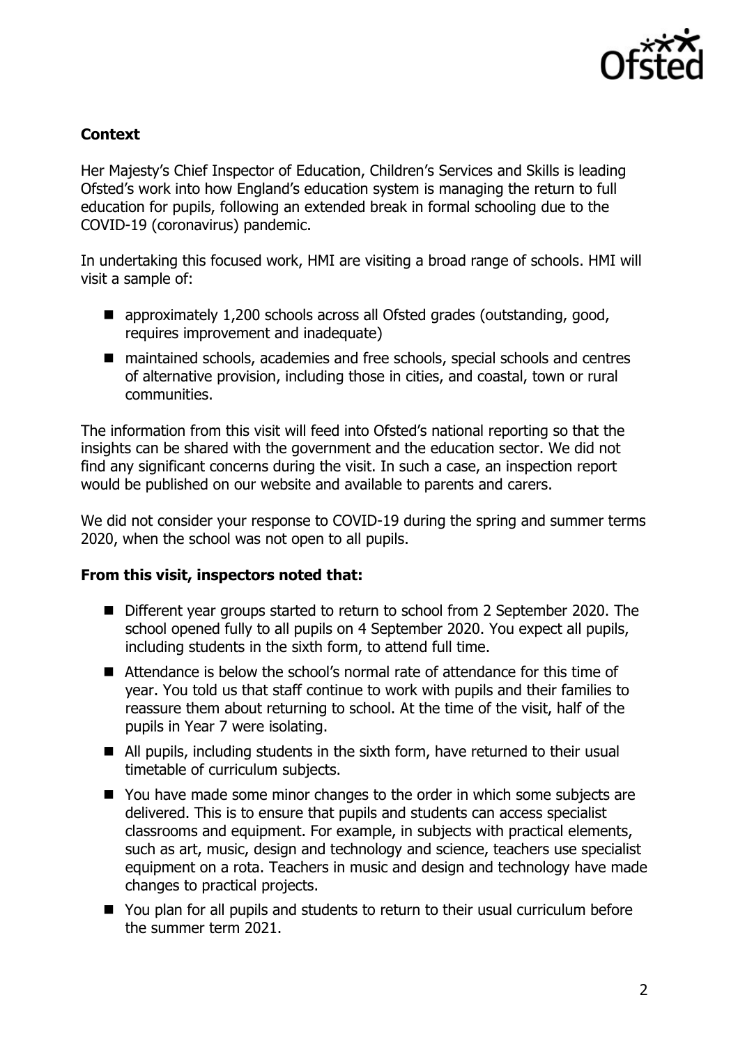**Context**

Her Majesty's Chief Inspector of Education, Children's Services and Skills is leading Ofsted's work into how England's education system is managing the return to full education for pupils, following an extended break in formal schooling due to the COVID-19 (coronavirus) pandemic.

In undertaking this focused work, HMI are visiting a broad range of schools. HMI will visit a sample of:

- approximately 1,200 schools across all Ofsted grades (outstanding, good, requires improvement and inadequate)
- maintained schools, academies and free schools, special schools and centres of alternative provision, including those in cities, and coastal, town or rural communities.

The information from this visit will feed into Ofsted's national reporting so that the insights can be shared with the government and the education sector. We did not find any significant concerns during the visit. In such a case, an inspection report would be published on our website and available to parents and carers.

We did not consider your response to COVID-19 during the spring and summer terms 2020, when the school was not open to all pupils.

**From this visit, inspectors noted that:**

- Different year groups started to return to school from 2 September 2020. The school opened fully to all pupils on 4 September 2020. You expect all pupils, including students in the sixth form, to attend full time.
- Attendance is below the school's normal rate of attendance for this time of year. You told us that staff continue to work with pupils and their families to reassure them about returning to school. At the time of the visit, half of the pupils in Year 7 were isolating.
- All pupils, including students in the sixth form, have returned to their usual timetable of curriculum subjects.
- You have made some minor changes to the order in which some subjects are delivered. This is to ensure that pupils and students can access specialist classrooms and equipment. For example, in subjects with practical elements, such as art, music, design and technology and science, teachers use specialist equipment on a rota. Teachers in music and design and technology have made changes to practical projects.
- You plan for all pupils and students to return to their usual curriculum before the summer term 2021.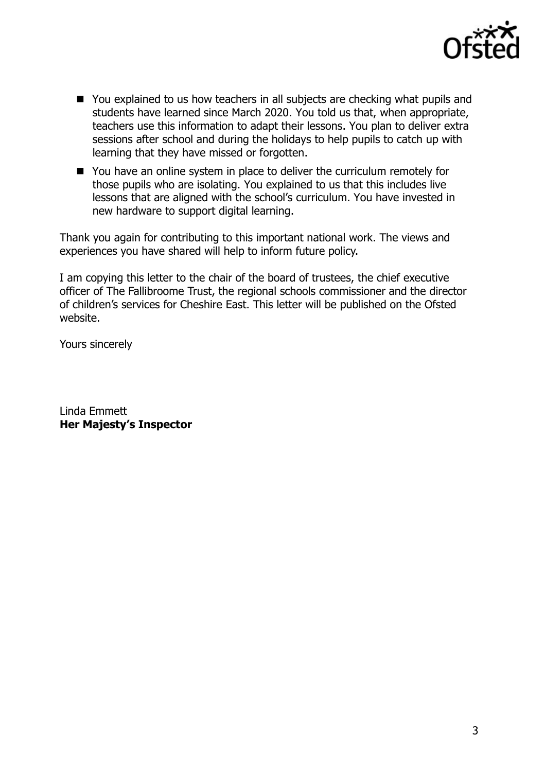- You explained to us how teachers in all subjects are checking what pupils and students have learned since March 2020. You told us that, when appropriate, teachers use this information to adapt their lessons. You plan to deliver extra sessions after school and during the holidays to help pupils to catch up with learning that they have missed or forgotten.
- You have an online system in place to deliver the curriculum remotely for those pupils who are isolating. You explained to us that this includes live lessons that are aligned with the school's curriculum. You have invested in new hardware to support digital learning.

Thank you again for contributing to this important national work. The views and experiences you have shared will help to inform future policy.

I am copying this letter to the chair of the board of trustees, the chief executive officer of The Fallibroome Trust, the regional schools commissioner and the director of children's services for Cheshire East. This letter will be published on the Ofsted website.

Yours sincerely

Linda Emmett
**Her Majesty's Inspector**